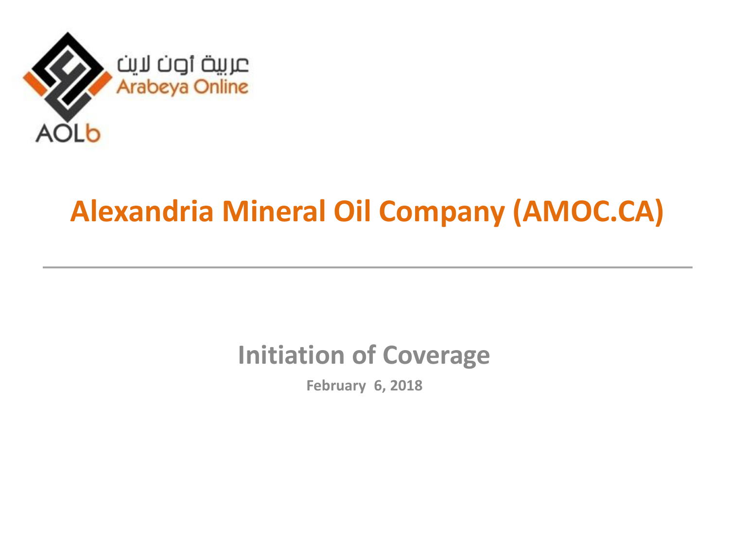عربية أون لاين
Arabeya Online
AOLb

# Alexandria Mineral Oil Company (AMOC.CA)

## Initiation of Coverage

**February 6, 2018**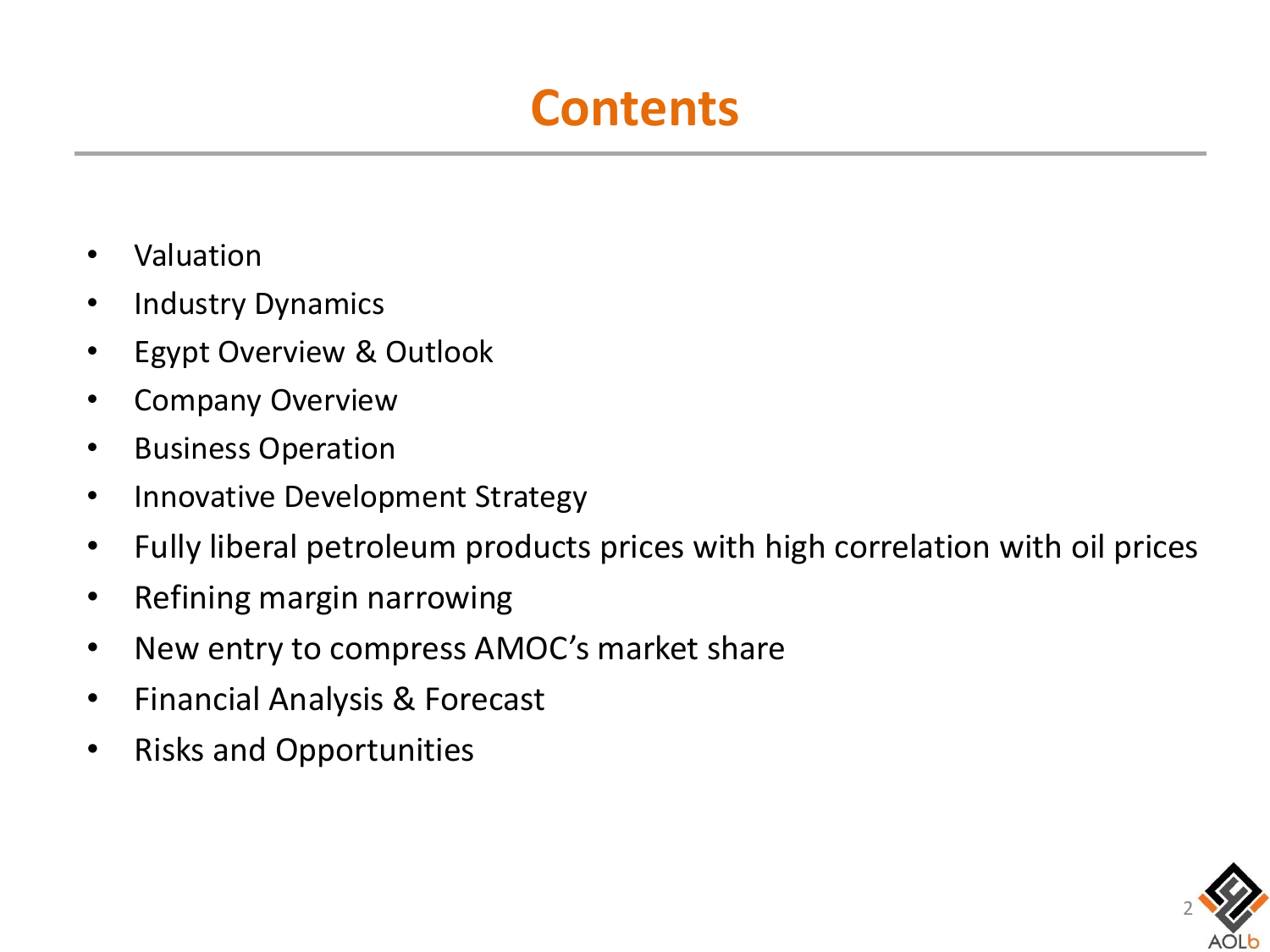# Contents

- Valuation
- Industry Dynamics
- Egypt Overview & Outlook
- Company Overview
- Business Operation
- Innovative Development Strategy
- Fully liberal petroleum products prices with high correlation with oil prices
- Refining margin narrowing
- New entry to compress AMOC's market share
- Financial Analysis & Forecast
- Risks and Opportunities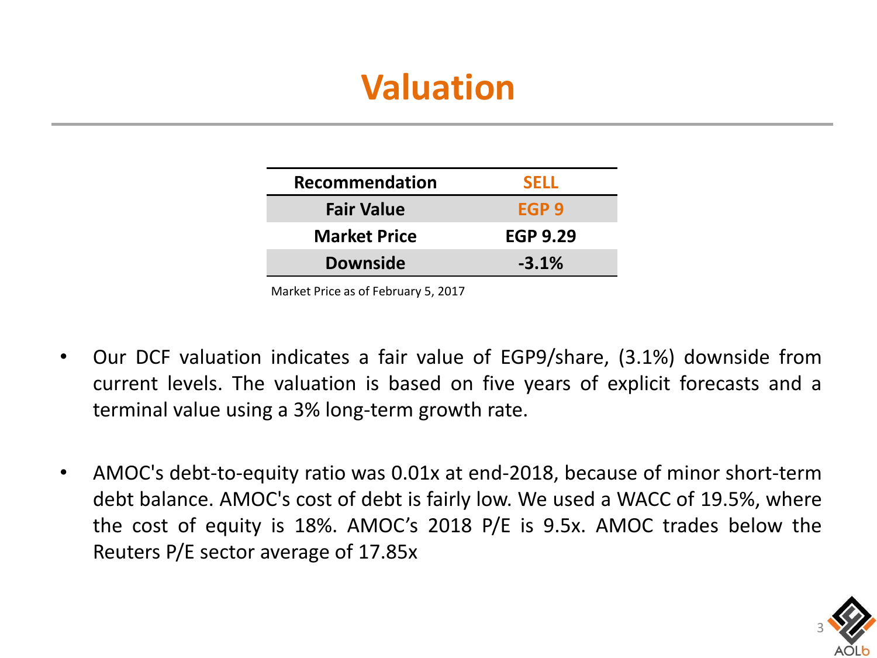# Valuation

| Recommendation | SELL |
| --- | --- |
| Fair Value | EGP 9 |
| Market Price | EGP 9.29 |
| Downside | -3.1% |

Market Price as of February 5, 2017

- Our DCF valuation indicates a fair value of EGP9/share, (3.1%) downside from current levels. The valuation is based on five years of explicit forecasts and a terminal value using a 3% long-term growth rate.

- AMOC's debt-to-equity ratio was 0.01x at end-2018, because of minor short-term debt balance. AMOC's cost of debt is fairly low. We used a WACC of 19.5%, where the cost of equity is 18%. AMOC's 2018 P/E is 9.5x. AMOC trades below the Reuters P/E sector average of 17.85x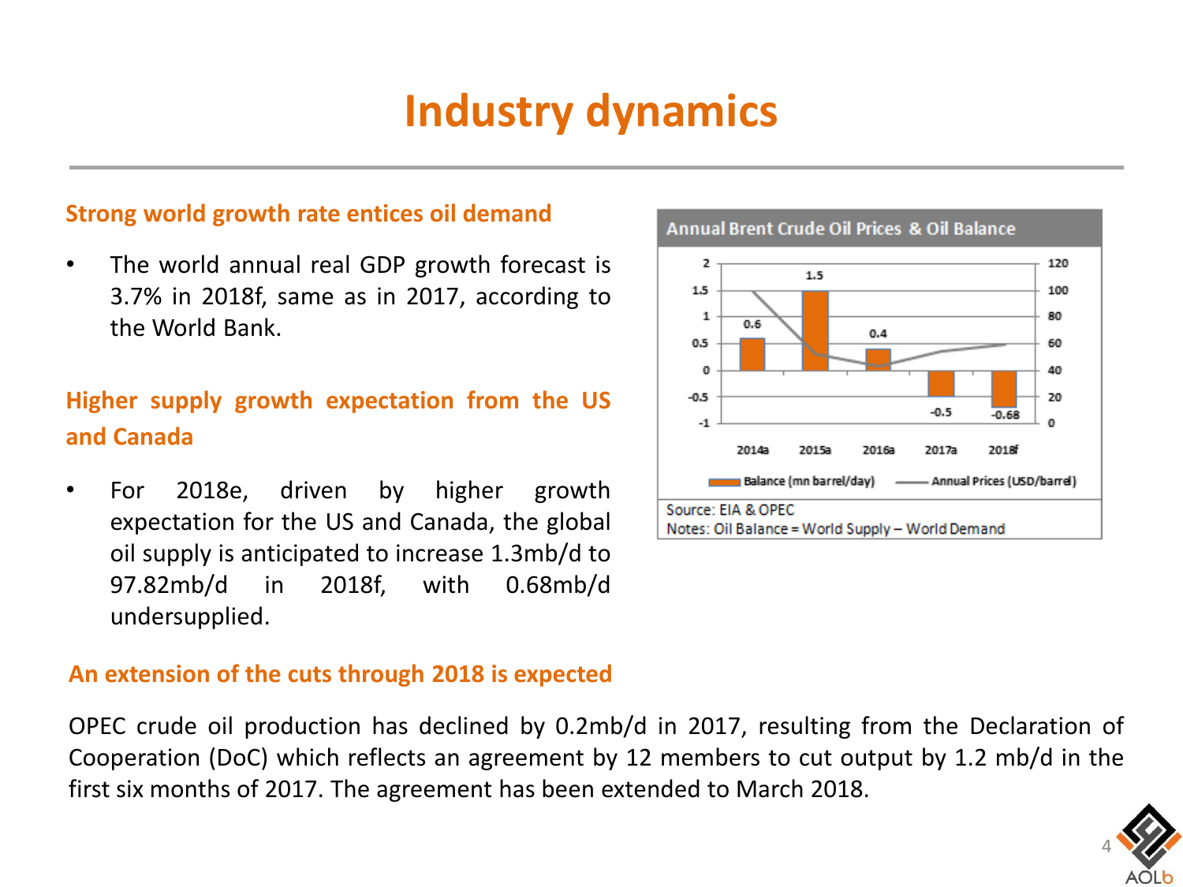# Industry dynamics

## Strong world growth rate entices oil demand

- The world annual real GDP growth forecast is 3.7% in 2018f, same as in 2017, according to the World Bank.

## Higher supply growth expectation from the US and Canada

- For 2018e, driven by higher growth expectation for the US and Canada, the global oil supply is anticipated to increase 1.3mb/d to 97.82mb/d in 2018f, with 0.68mb/d undersupplied.

**Annual Brent Crude Oil Prices & Oil Balance**

| | 2014a | 2015a | 2016a | 2017a | 2018f |
|---|---|---|---|---|---|
| Balance (mn barrel/day) | 0.6 | 1.5 | 0.4 | -0.5 | -0.68 |

Source: EIA & OPEC
Notes: Oil Balance = World Supply – World Demand

## An extension of the cuts through 2018 is expected

OPEC crude oil production has declined by 0.2mb/d in 2017, resulting from the Declaration of Cooperation (DoC) which reflects an agreement by 12 members to cut output by 1.2 mb/d in the first six months of 2017. The agreement has been extended to March 2018.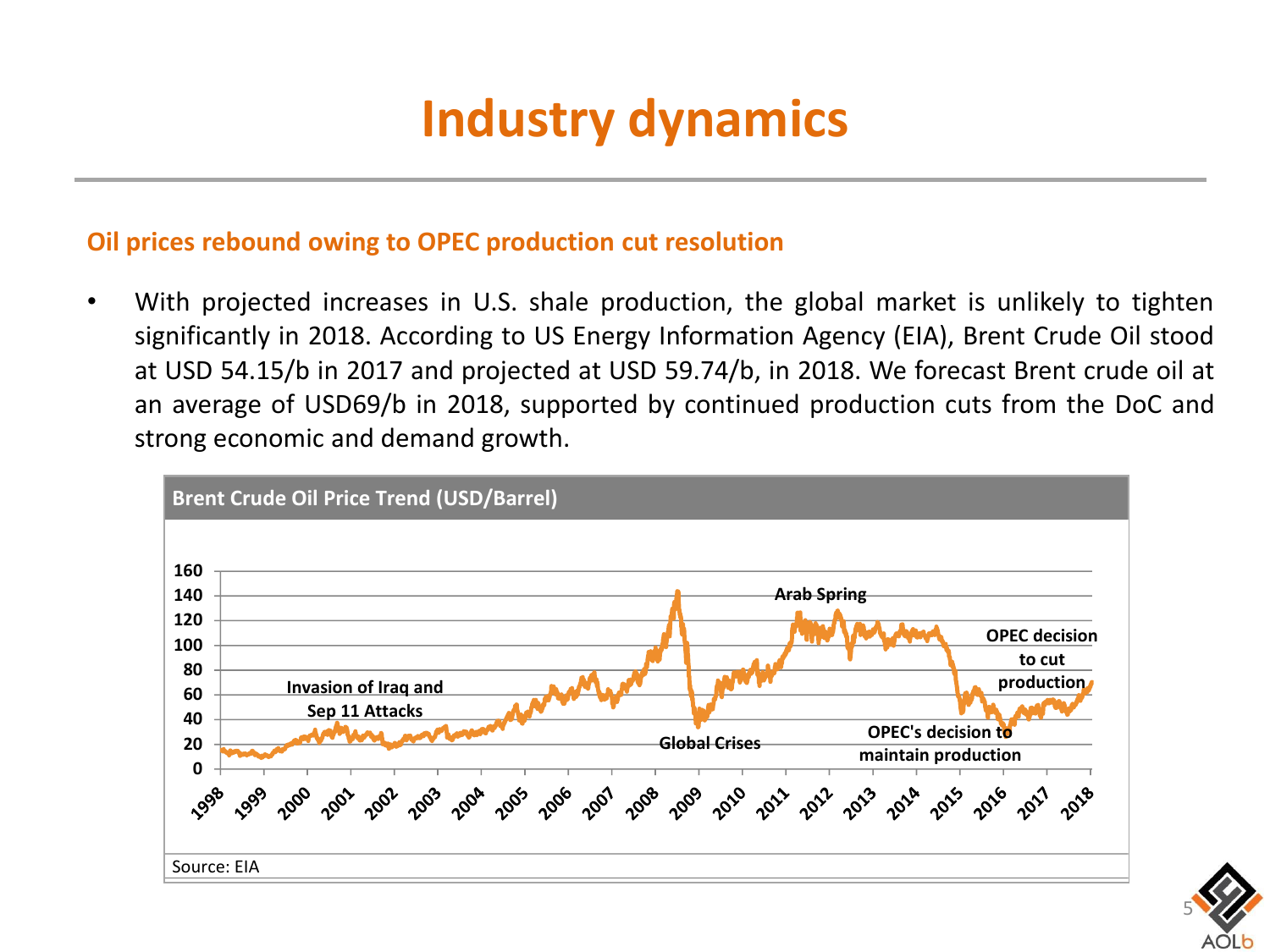# Industry dynamics

## Oil prices rebound owing to OPEC production cut resolution

- With projected increases in U.S. shale production, the global market is unlikely to tighten significantly in 2018. According to US Energy Information Agency (EIA), Brent Crude Oil stood at USD 54.15/b in 2017 and projected at USD 59.74/b, in 2018. We forecast Brent crude oil at an average of USD69/b in 2018, supported by continued production cuts from the DoC and strong economic and demand growth.

**Brent Crude Oil Price Trend (USD/Barrel)**

Invasion of Iraq and Sep 11 Attacks

Global Crises

Arab Spring

OPEC's decision to maintain production

OPEC decision to cut production

Source: EIA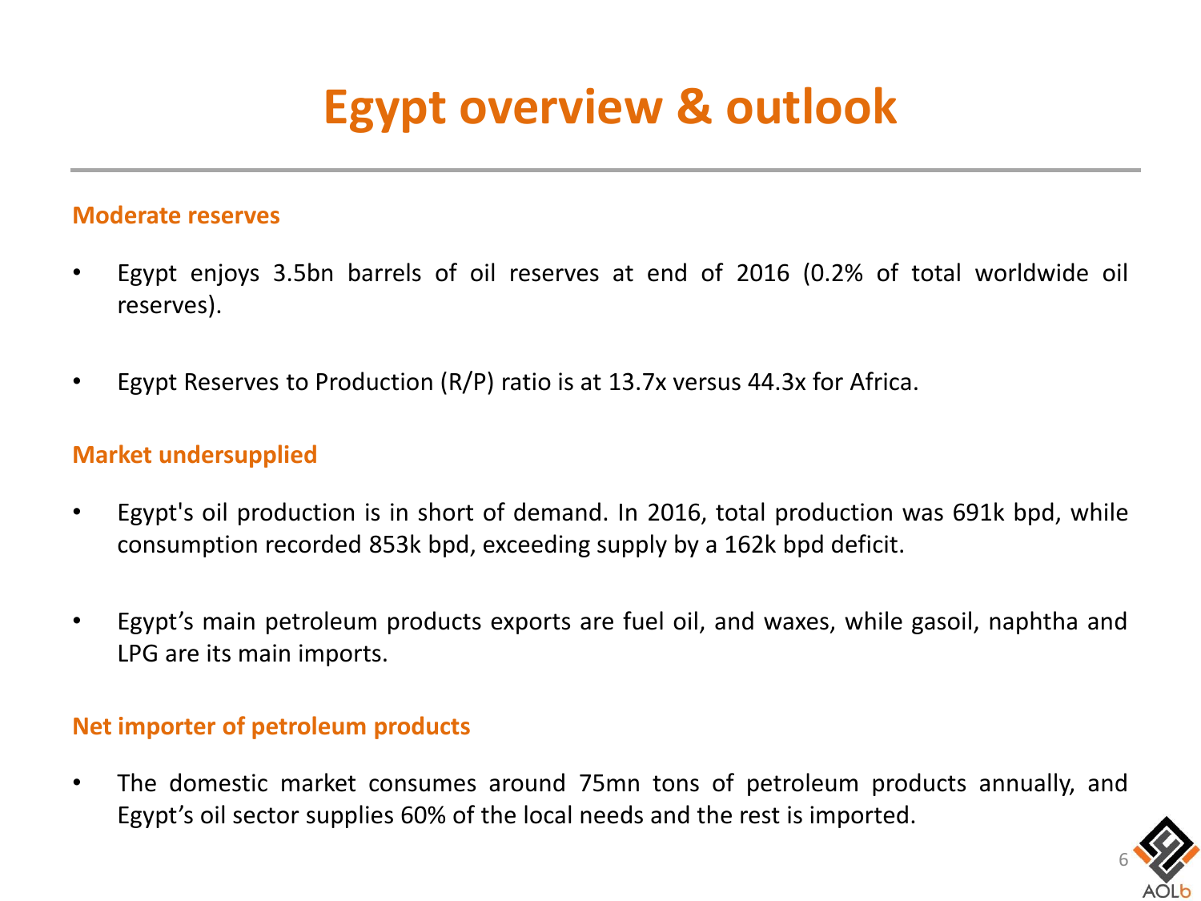# Egypt overview & outlook

### Moderate reserves

- Egypt enjoys 3.5bn barrels of oil reserves at end of 2016 (0.2% of total worldwide oil reserves).
- Egypt Reserves to Production (R/P) ratio is at 13.7x versus 44.3x for Africa.

### Market undersupplied

- Egypt's oil production is in short of demand. In 2016, total production was 691k bpd, while consumption recorded 853k bpd, exceeding supply by a 162k bpd deficit.
- Egypt's main petroleum products exports are fuel oil, and waxes, while gasoil, naphtha and LPG are its main imports.

### Net importer of petroleum products

- The domestic market consumes around 75mn tons of petroleum products annually, and Egypt's oil sector supplies 60% of the local needs and the rest is imported.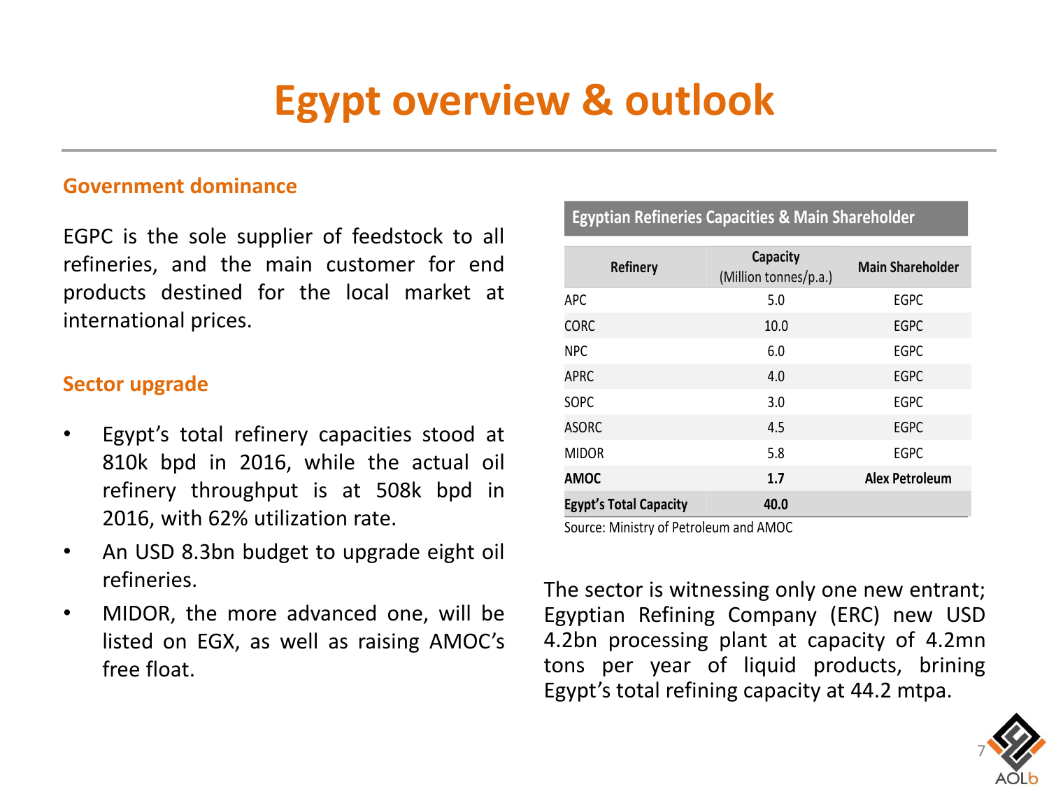# Egypt overview & outlook

## Government dominance

EGPC is the sole supplier of feedstock to all refineries, and the main customer for end products destined for the local market at international prices.

## Sector upgrade

- Egypt's total refinery capacities stood at 810k bpd in 2016, while the actual oil refinery throughput is at 508k bpd in 2016, with 62% utilization rate.
- An USD 8.3bn budget to upgrade eight oil refineries.
- MIDOR, the more advanced one, will be listed on EGX, as well as raising AMOC's free float.

**Egyptian Refineries Capacities & Main Shareholder**

| Refinery | Capacity (Million tonnes/p.a.) | Main Shareholder |
|---|---|---|
| APC | 5.0 | EGPC |
| CORC | 10.0 | EGPC |
| NPC | 6.0 | EGPC |
| APRC | 4.0 | EGPC |
| SOPC | 3.0 | EGPC |
| ASORC | 4.5 | EGPC |
| MIDOR | 5.8 | EGPC |
| **AMOC** | **1.7** | **Alex Petroleum** |
| **Egypt's Total Capacity** | **40.0** | |

Source: Ministry of Petroleum and AMOC

The sector is witnessing only one new entrant; Egyptian Refining Company (ERC) new USD 4.2bn processing plant at capacity of 4.2mn tons per year of liquid products, brining Egypt's total refining capacity at 44.2 mtpa.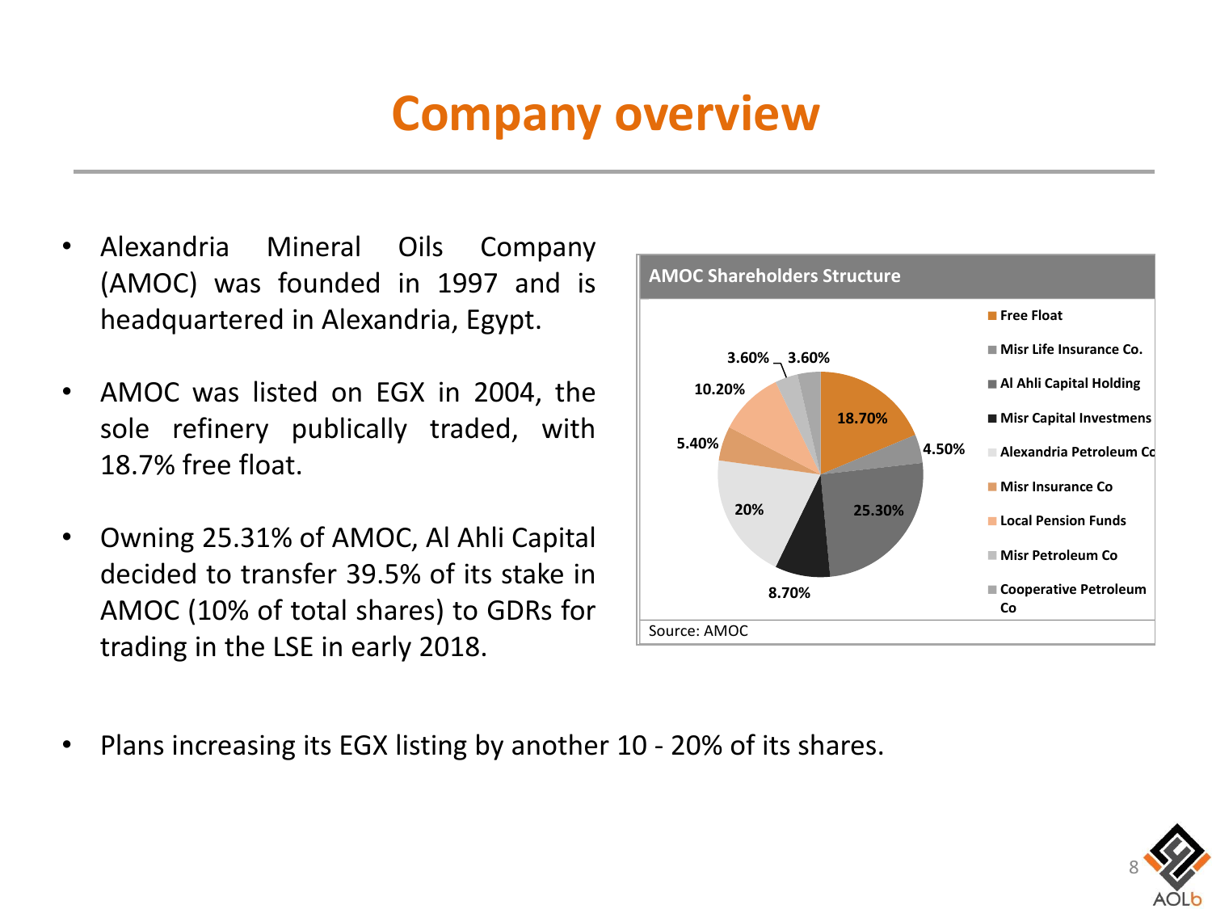# Company overview

- Alexandria Mineral Oils Company (AMOC) was founded in 1997 and is headquartered in Alexandria, Egypt.
- AMOC was listed on EGX in 2004, the sole refinery publically traded, with 18.7% free float.
- Owning 25.31% of AMOC, Al Ahli Capital decided to transfer 39.5% of its stake in AMOC (10% of total shares) to GDRs for trading in the LSE in early 2018.

**AMOC Shareholders Structure**

| Shareholder | Share |
| --- | --- |
| Free Float | 18.70% |
| Misr Life Insurance Co. | 4.50% |
| Al Ahli Capital Holding | 25.30% |
| Misr Capital Investmens | 8.70% |
| Alexandria Petroleum Co | 20% |
| Misr Insurance Co | 5.40% |
| Local Pension Funds | 10.20% |
| Misr Petroleum Co | 3.60% |
| Cooperative Petroleum Co | 3.60% |

Source: AMOC

- Plans increasing its EGX listing by another 10 - 20% of its shares.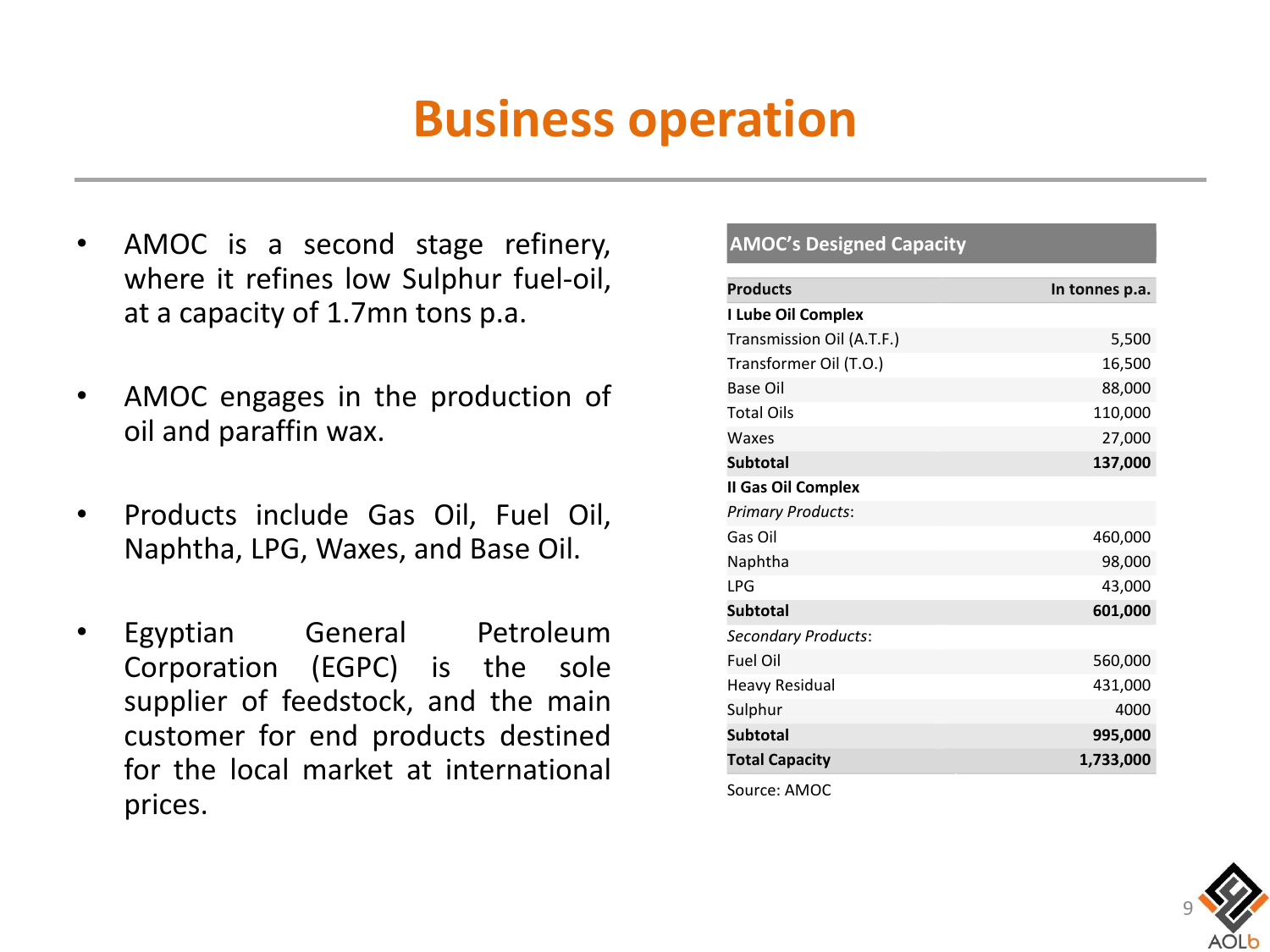# Business operation

- AMOC is a second stage refinery, where it refines low Sulphur fuel-oil, at a capacity of 1.7mn tons p.a.
- AMOC engages in the production of oil and paraffin wax.
- Products include Gas Oil, Fuel Oil, Naphtha, LPG, Waxes, and Base Oil.
- Egyptian General Petroleum Corporation (EGPC) is the sole supplier of feedstock, and the main customer for end products destined for the local market at international prices.

**AMOC's Designed Capacity**

| Products | In tonnes p.a. |
|---|---:|
| **I Lube Oil Complex** | |
| Transmission Oil (A.T.F.) | 5,500 |
| Transformer Oil (T.O.) | 16,500 |
| Base Oil | 88,000 |
| Total Oils | 110,000 |
| Waxes | 27,000 |
| **Subtotal** | **137,000** |
| **II Gas Oil Complex** | |
| *Primary Products*: | |
| Gas Oil | 460,000 |
| Naphtha | 98,000 |
| LPG | 43,000 |
| **Subtotal** | **601,000** |
| *Secondary Products*: | |
| Fuel Oil | 560,000 |
| Heavy Residual | 431,000 |
| Sulphur | 4000 |
| **Subtotal** | **995,000** |
| **Total Capacity** | **1,733,000** |

Source: AMOC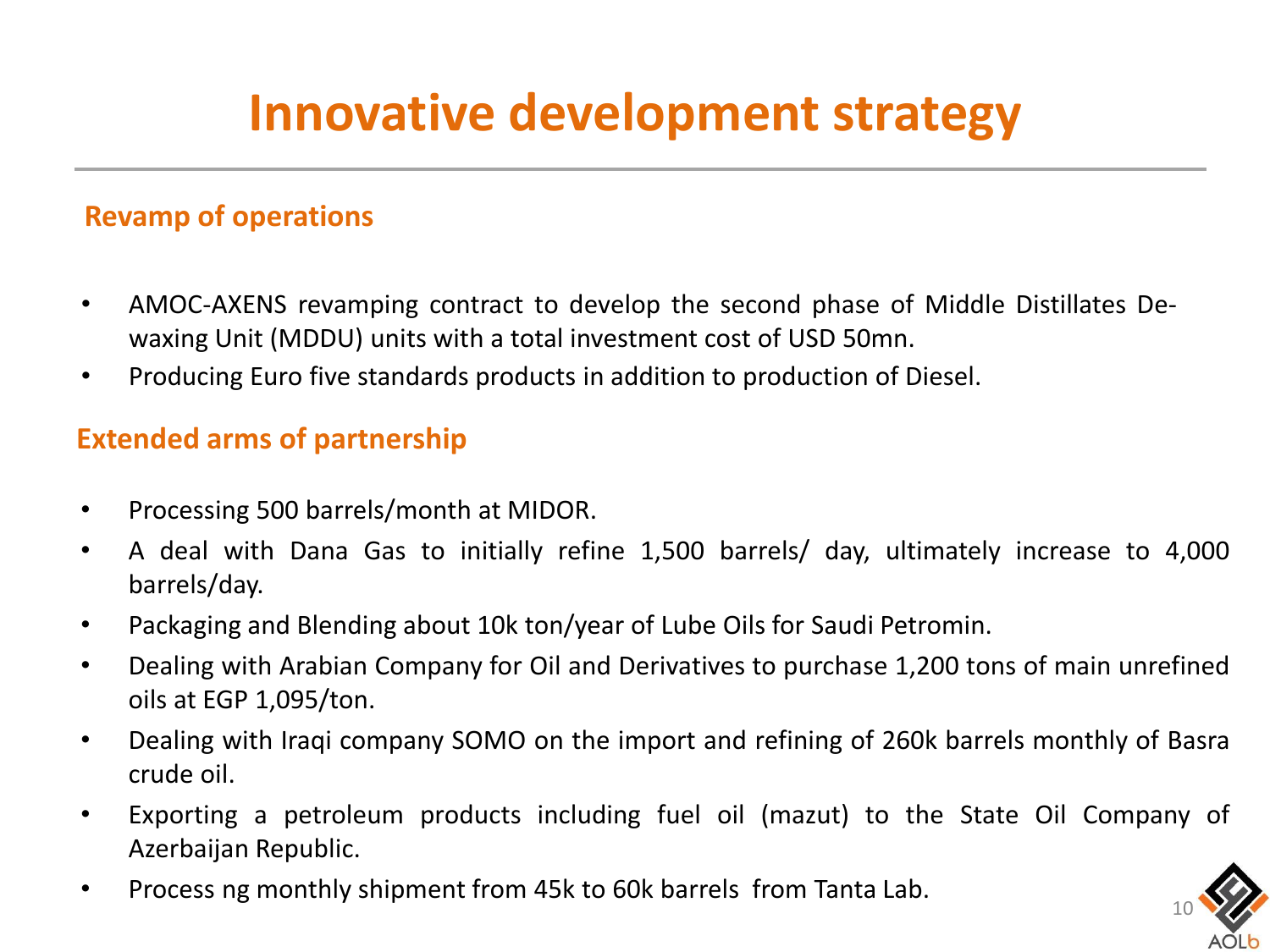# Innovative development strategy

## Revamp of operations

- AMOC-AXENS revamping contract to develop the second phase of Middle Distillates De-waxing Unit (MDDU) units with a total investment cost of USD 50mn.
- Producing Euro five standards products in addition to production of Diesel.

## Extended arms of partnership

- Processing 500 barrels/month at MIDOR.
- A deal with Dana Gas to initially refine 1,500 barrels/ day, ultimately increase to 4,000 barrels/day.
- Packaging and Blending about 10k ton/year of Lube Oils for Saudi Petromin.
- Dealing with Arabian Company for Oil and Derivatives to purchase 1,200 tons of main unrefined oils at EGP 1,095/ton.
- Dealing with Iraqi company SOMO on the import and refining of 260k barrels monthly of Basra crude oil.
- Exporting a petroleum products including fuel oil (mazut) to the State Oil Company of Azerbaijan Republic.
- Process ng monthly shipment from 45k to 60k barrels from Tanta Lab.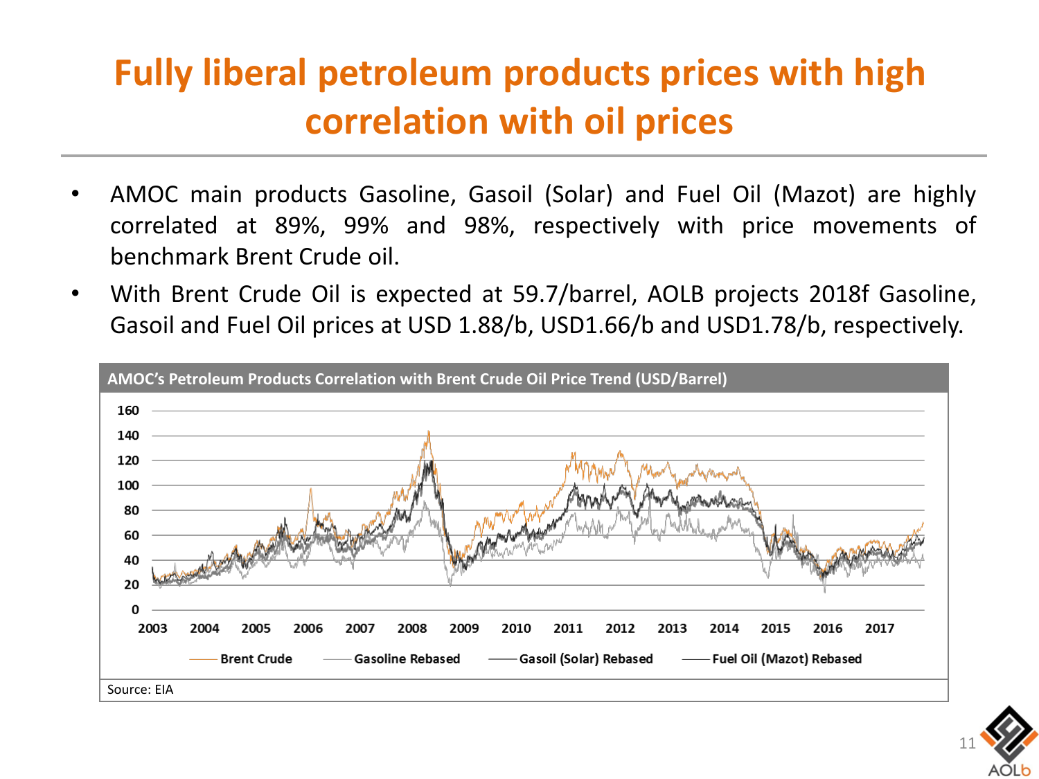# Fully liberal petroleum products prices with high correlation with oil prices

- AMOC main products Gasoline, Gasoil (Solar) and Fuel Oil (Mazot) are highly correlated at 89%, 99% and 98%, respectively with price movements of benchmark Brent Crude oil.
- With Brent Crude Oil is expected at 59.7/barrel, AOLB projects 2018f Gasoline, Gasoil and Fuel Oil prices at USD 1.88/b, USD1.66/b and USD1.78/b, respectively.

**AMOC's Petroleum Products Correlation with Brent Crude Oil Price Trend (USD/Barrel)**

Brent Crude, Gasoline Rebased, Gasoil (Solar) Rebased, Fuel Oil (Mazot) Rebased

Source: EIA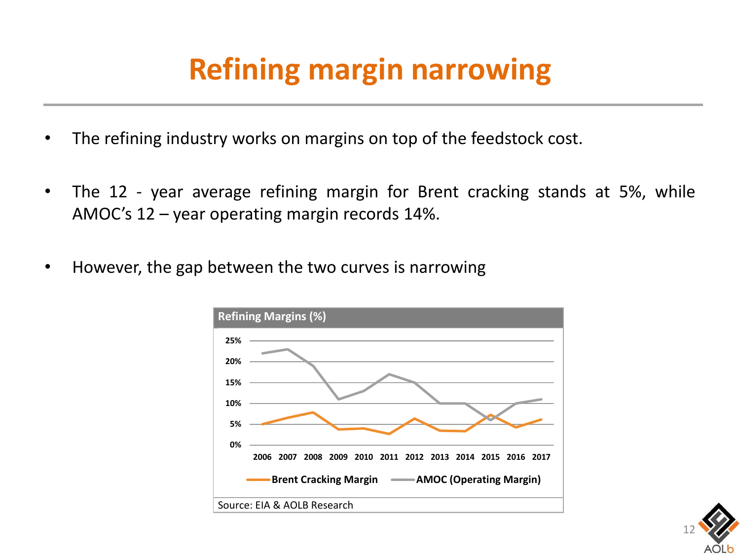# Refining margin narrowing

- The refining industry works on margins on top of the feedstock cost.
- The 12 - year average refining margin for Brent cracking stands at 5%, while AMOC's 12 – year operating margin records 14%.
- However, the gap between the two curves is narrowing

**Refining Margins (%)**

Source: EIA & AOLB Research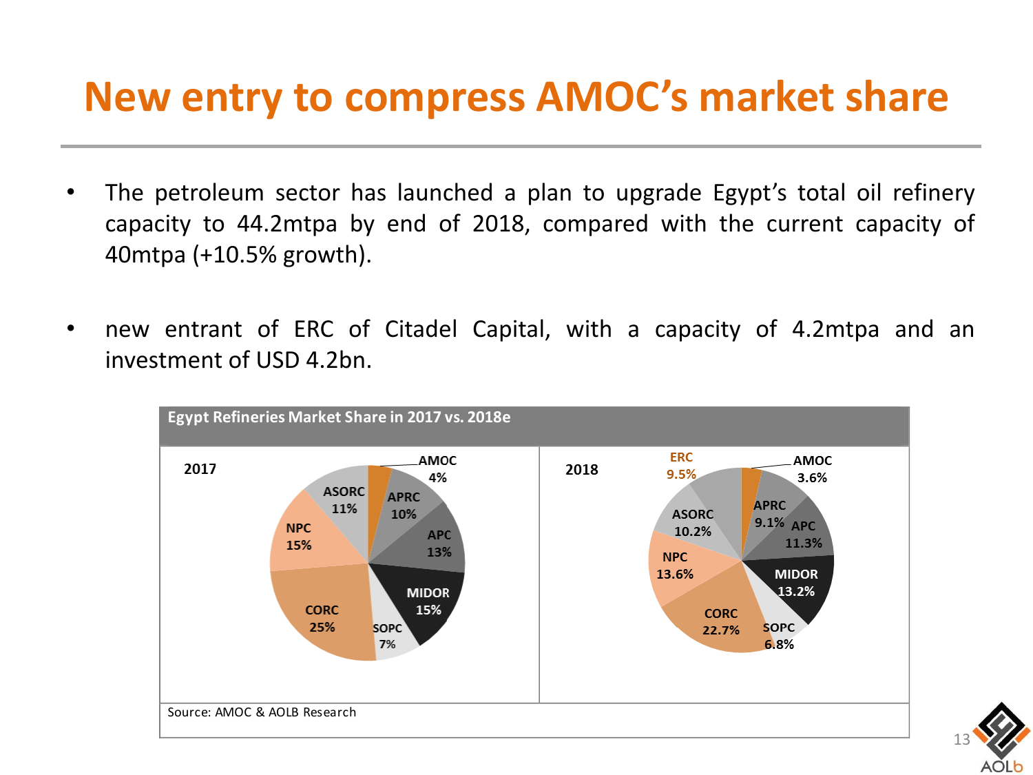# New entry to compress AMOC's market share

- The petroleum sector has launched a plan to upgrade Egypt's total oil refinery capacity to 44.2mtpa by end of 2018, compared with the current capacity of 40mtpa (+10.5% growth).

- new entrant of ERC of Citadel Capital, with a capacity of 4.2mtpa and an investment of USD 4.2bn.

**Egypt Refineries Market Share in 2017 vs. 2018e**

| Refinery | 2017 | 2018 |
|---|---|---|
| AMOC | 4% | 3.6% |
| APRC | 10% | 9.1% |
| APC | 13% | 11.3% |
| MIDOR | 15% | 13.2% |
| SOPC | 7% | 6.8% |
| CORC | 25% | 22.7% |
| NPC | 15% | 13.6% |
| ASORC | 11% | 10.2% |
| ERC | | 9.5% |

Source: AMOC & AOLB Research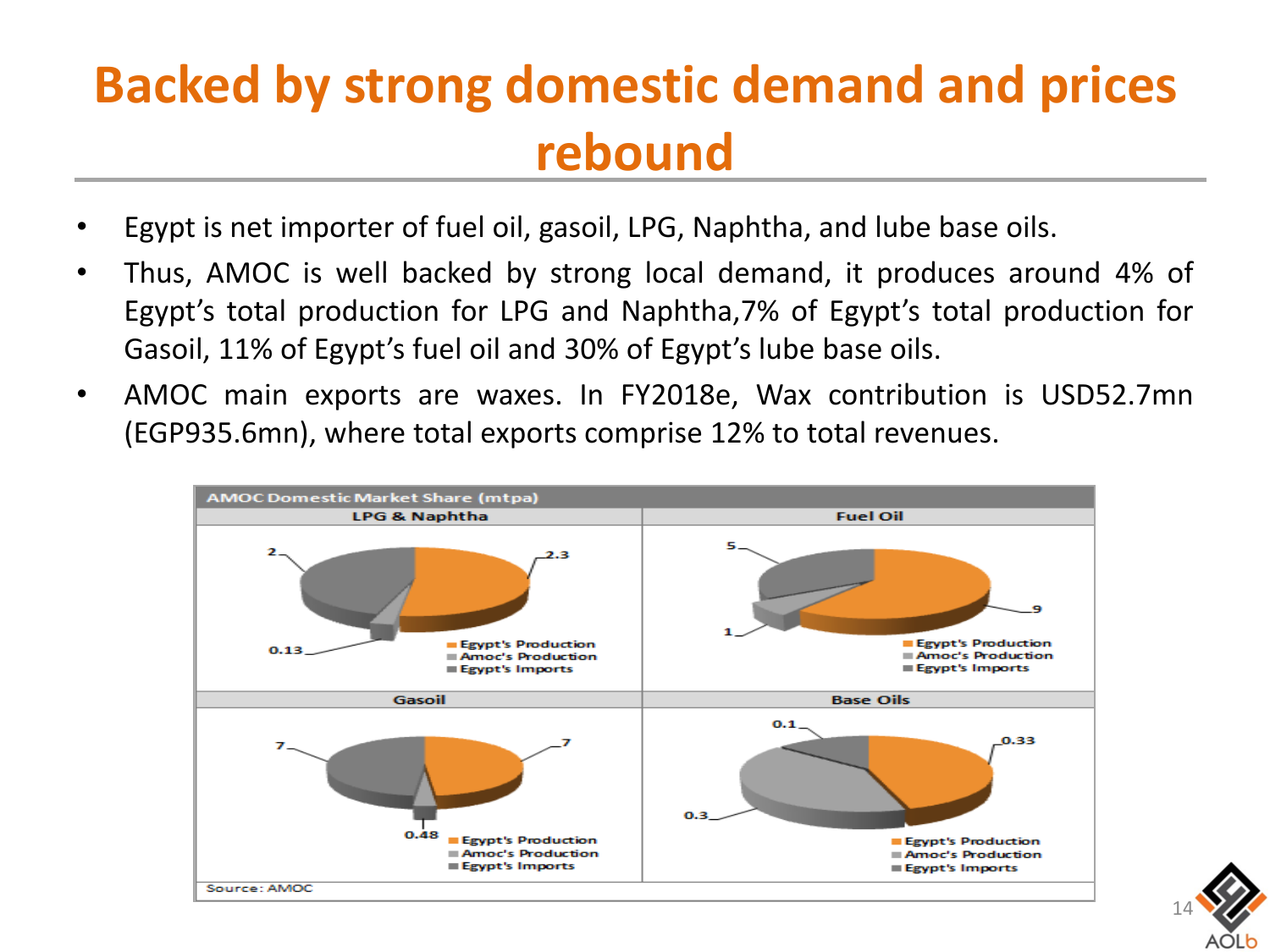# Backed by strong domestic demand and prices rebound

- Egypt is net importer of fuel oil, gasoil, LPG, Naphtha, and lube base oils.
- Thus, AMOC is well backed by strong local demand, it produces around 4% of Egypt's total production for LPG and Naphtha,7% of Egypt's total production for Gasoil, 11% of Egypt's fuel oil and 30% of Egypt's lube base oils.
- AMOC main exports are waxes. In FY2018e, Wax contribution is USD52.7mn (EGP935.6mn), where total exports comprise 12% to total revenues.

**AMOC Domestic Market Share (mtpa)**

| | LPG & Naphtha | Fuel Oil | Gasoil | Base Oils |
|---|---|---|---|---|
| Egypt's Production | 2.3 | 9 | 7 | 0.33 |
| Amoc's Production | 0.13 | 1 | 0.48 | 0.3 |
| Egypt's Imports | 2 | 5 | 7 | 0.1 |

Source: AMOC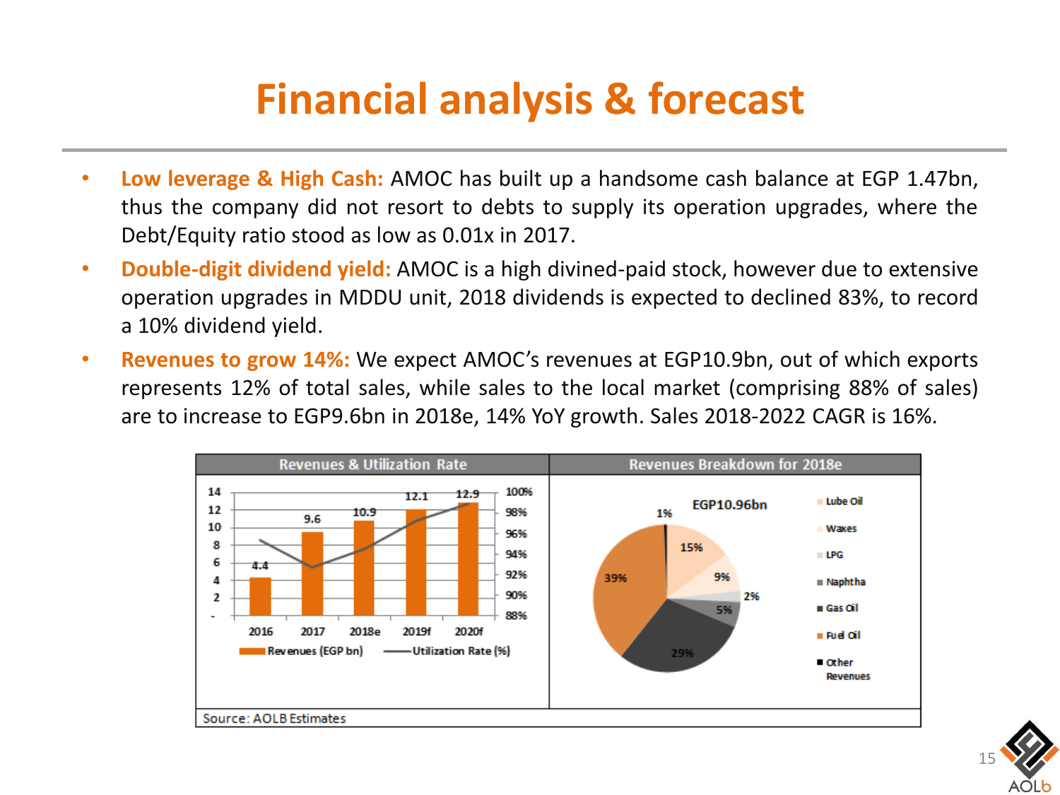# Financial analysis & forecast

- **Low leverage & High Cash:** AMOC has built up a handsome cash balance at EGP 1.47bn, thus the company did not resort to debts to supply its operation upgrades, where the Debt/Equity ratio stood as low as 0.01x in 2017.
- **Double-digit dividend yield:** AMOC is a high divined-paid stock, however due to extensive operation upgrades in MDDU unit, 2018 dividends is expected to declined 83%, to record a 10% dividend yield.
- **Revenues to grow 14%:** We expect AMOC's revenues at EGP10.9bn, out of which exports represents 12% of total sales, while sales to the local market (comprising 88% of sales) are to increase to EGP9.6bn in 2018e, 14% YoY growth. Sales 2018-2022 CAGR is 16%.

**Revenues & Utilization Rate**

| | 2016 | 2017 | 2018e | 2019f | 2020f |
|---|---|---|---|---|---|
| Revenues (EGP bn) | 4.4 | 9.6 | 10.9 | 12.1 | 12.9 |

**Revenues Breakdown for 2018e** (EGP10.96bn)

| Segment | Share |
|---|---|
| Lube Oil | 15% |
| Waxes | 9% |
| LPG | 2% |
| Naphtha | 5% |
| Gas Oil | 29% |
| Fuel Oil | 39% |
| Other Revenues | 1% |

Source: AOLB Estimates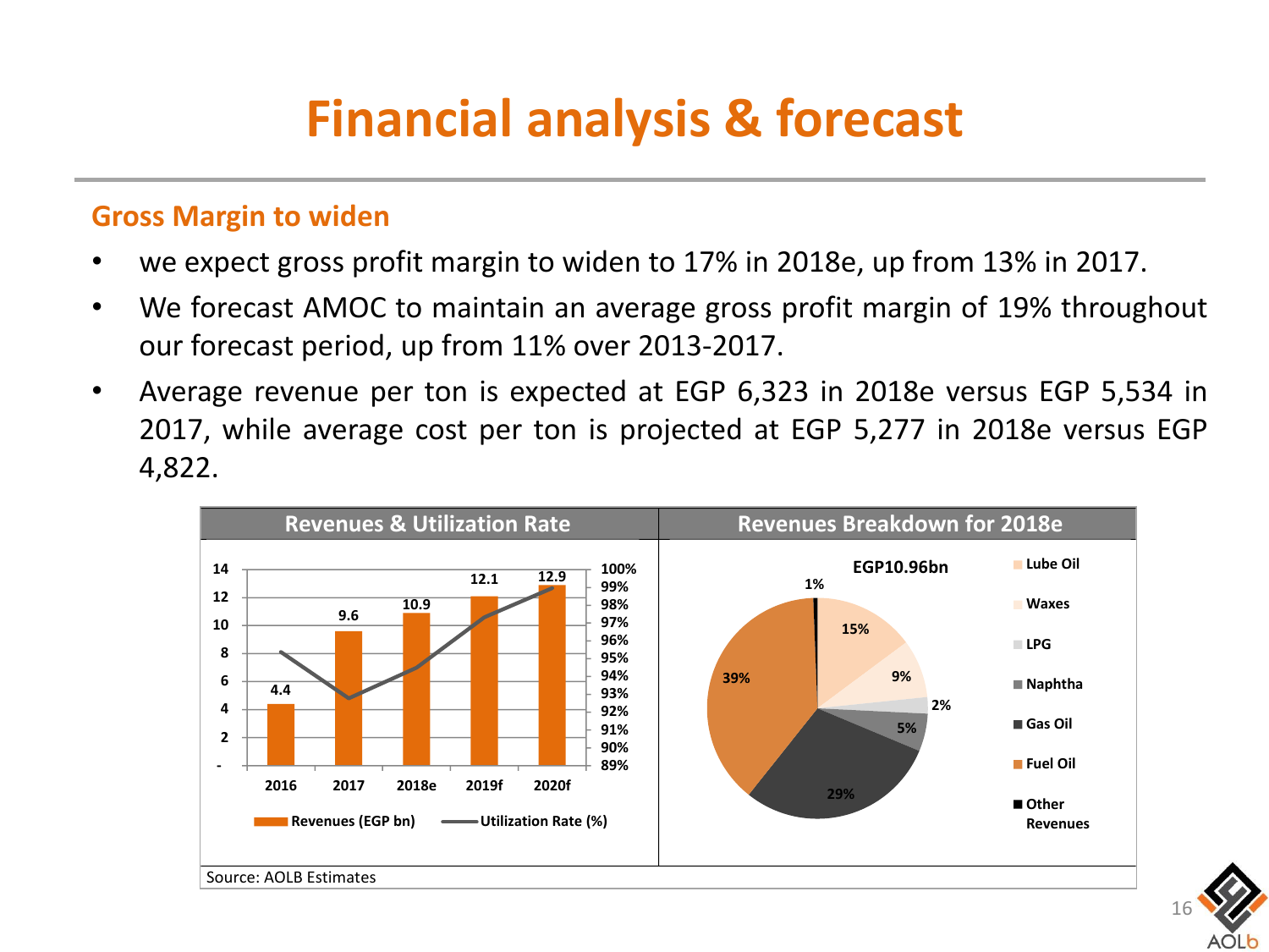# Financial analysis & forecast

## Gross Margin to widen

- we expect gross profit margin to widen to 17% in 2018e, up from 13% in 2017.
- We forecast AMOC to maintain an average gross profit margin of 19% throughout our forecast period, up from 11% over 2013-2017.
- Average revenue per ton is expected at EGP 6,323 in 2018e versus EGP 5,534 in 2017, while average cost per ton is projected at EGP 5,277 in 2018e versus EGP 4,822.

**Revenues & Utilization Rate**

| | 2016 | 2017 | 2018e | 2019f | 2020f |
|---|---|---|---|---|---|
| Revenues (EGP bn) | 4.4 | 9.6 | 10.9 | 12.1 | 12.9 |

**Revenues Breakdown for 2018e**

EGP10.96bn

| Product | Share |
|---|---|
| Lube Oil | 15% |
| Waxes | 9% |
| LPG | 2% |
| Naphtha | 5% |
| Gas Oil | 29% |
| Fuel Oil | 39% |
| Other Revenues | 1% |

Source: AOLB Estimates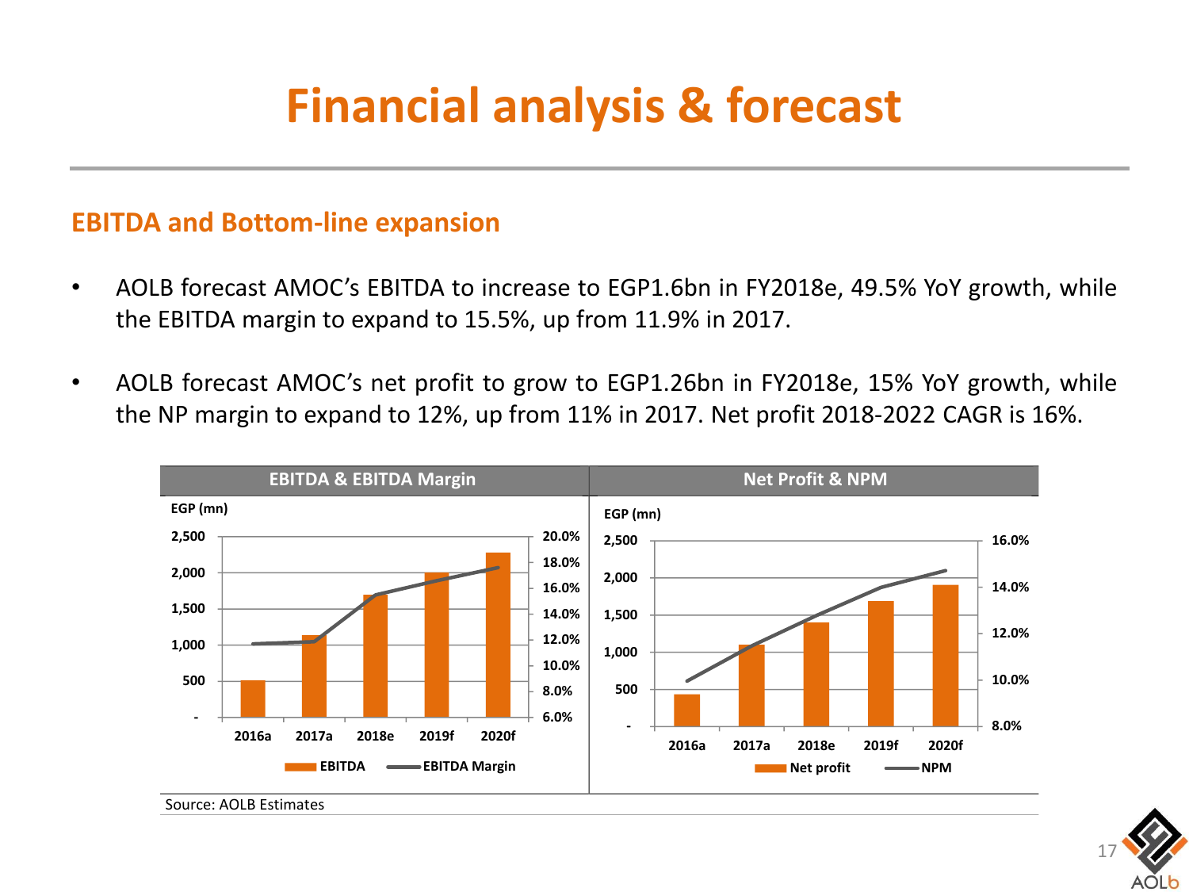# Financial analysis & forecast

## EBITDA and Bottom-line expansion

- AOLB forecast AMOC's EBITDA to increase to EGP1.6bn in FY2018e, 49.5% YoY growth, while the EBITDA margin to expand to 15.5%, up from 11.9% in 2017.
- AOLB forecast AMOC's net profit to grow to EGP1.26bn in FY2018e, 15% YoY growth, while the NP margin to expand to 12%, up from 11% in 2017. Net profit 2018-2022 CAGR is 16%.

| EBITDA & EBITDA Margin | Net Profit & NPM |
|---|---|
| EGP (mn); EBITDA, EBITDA Margin; 2016a, 2017a, 2018e, 2019f, 2020f | EGP (mn); Net profit, NPM; 2016a, 2017a, 2018e, 2019f, 2020f |

Source: AOLB Estimates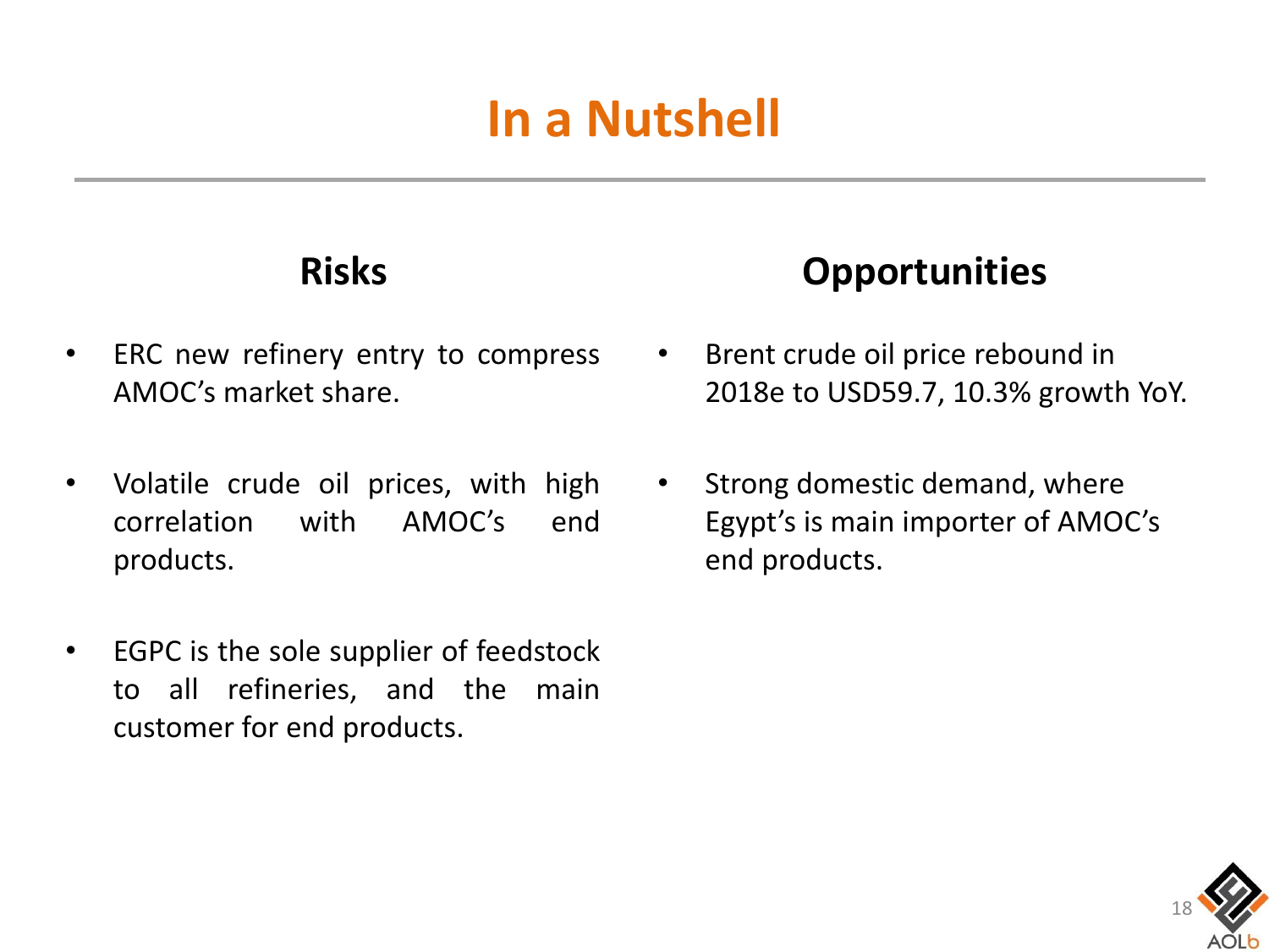# In a Nutshell

## Risks

- ERC new refinery entry to compress AMOC's market share.
- Volatile crude oil prices, with high correlation with AMOC's end products.
- EGPC is the sole supplier of feedstock to all refineries, and the main customer for end products.

## Opportunities

- Brent crude oil price rebound in 2018e to USD59.7, 10.3% growth YoY.
- Strong domestic demand, where Egypt's is main importer of AMOC's end products.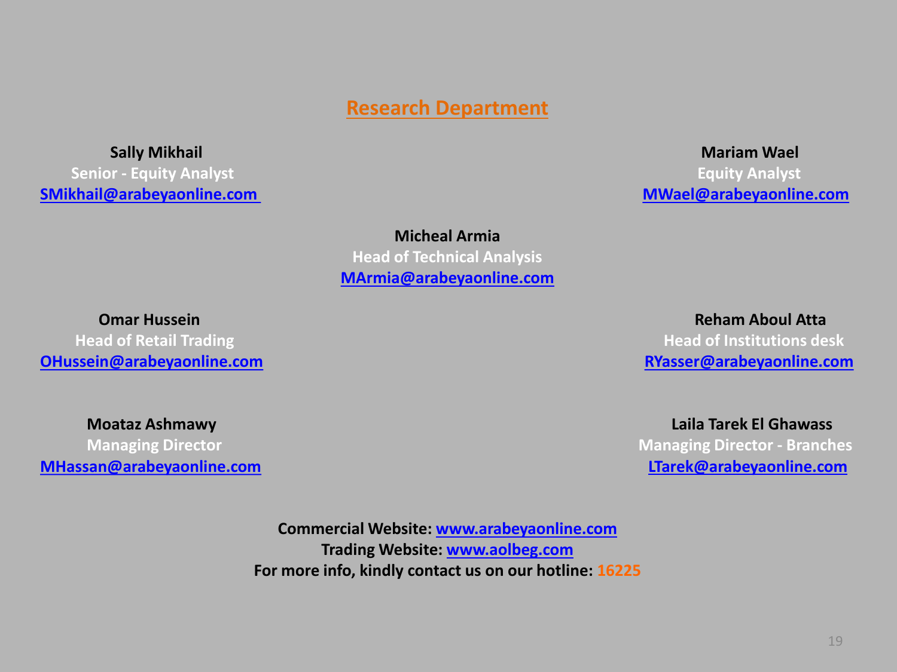## Research Department

**Sally Mikhail**
**Senior - Equity Analyst**
SMikhail@arabeyaonline.com

**Mariam Wael**
**Equity Analyst**
MWael@arabeyaonline.com

**Micheal Armia**
**Head of Technical Analysis**
MArmia@arabeyaonline.com

**Omar Hussein**
**Head of Retail Trading**
OHussein@arabeyaonline.com

**Reham Aboul Atta**
**Head of Institutions desk**
RYasser@arabeyaonline.com

**Moataz Ashmawy**
**Managing Director**
MHassan@arabeyaonline.com

**Laila Tarek El Ghawass**
**Managing Director - Branches**
LTarek@arabeyaonline.com

**Commercial Website:** www.arabeyaonline.com
**Trading Website:** www.aolbeg.com
**For more info, kindly contact us on our hotline: 16225**